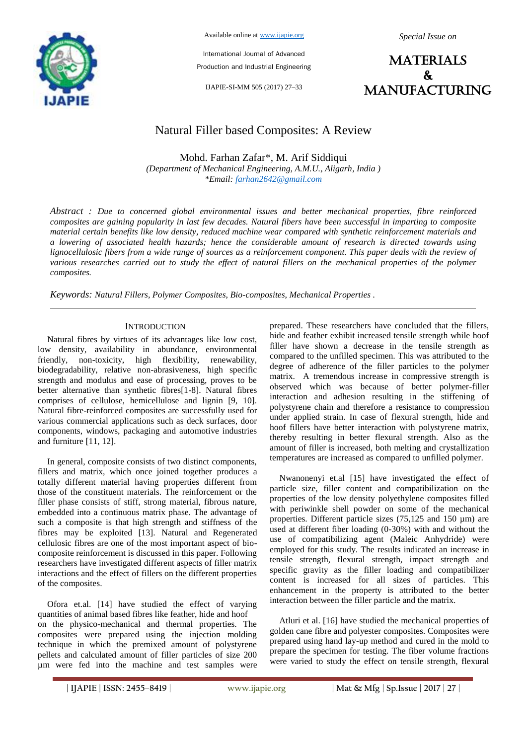# Natural Filler based Composites: A Review

Mohd. Farhan Zafar*, M. Arif Siddiqui

*(Department of Mechanical Engineering, A.M.U., Aligarh, India )*

*\*Email: farhan2642@gmail.com*

*Abstract : Due to concerned global environmental issues and better mechanical properties, fibre reinforced composites are gaining popularity in last few decades. Natural fibers have been successful in imparting to composite material certain benefits like low density, reduced machine wear compared with synthetic reinforcement materials and a lowering of associated health hazards; hence the considerable amount of research is directed towards using lignocellulosic fibers from a wide range of sources as a reinforcement component. This paper deals with the review of various researches carried out to study the effect of natural fillers on the mechanical properties of the polymer composites.*

*Keywords: Natural Fillers, Polymer Composites, Bio-composites, Mechanical Properties .*

## INTRODUCTION

Natural fibres by virtues of its advantages like low cost, low density, availability in abundance, environmental friendly, non-toxicity, high flexibility, renewability, biodegradability, relative non-abrasiveness, high specific strength and modulus and ease of processing, proves to be better alternative than synthetic fibres[1-8]. Natural fibres comprises of cellulose, hemicellulose and lignin [9, 10]. Natural fibre-reinforced composites are successfully used for various commercial applications such as deck surfaces, door components, windows, packaging and automotive industries and furniture [11, 12].

In general, composite consists of two distinct components, fillers and matrix, which once joined together produces a totally different material having properties different from those of the constituent materials. The reinforcement or the filler phase consists of stiff, strong material, fibrous nature, embedded into a continuous matrix phase. The advantage of such a composite is that high strength and stiffness of the fibres may be exploited [13]. Natural and Regenerated cellulosic fibres are one of the most important aspect of bio-composite reinforcement is discussed in this paper. Following researchers have investigated different aspects of filler matrix interactions and the effect of fillers on the different properties of the composites.

Ofora et.al. [14] have studied the effect of varying quantities of animal based fibres like feather, hide and hoof on the physico-mechanical and thermal properties. The composites were prepared using the injection molding technique in which the premixed amount of polystyrene pellets and calculated amount of filler particles of size 200 µm were fed into the machine and test samples were prepared. These researchers have concluded that the fillers, hide and feather exhibit increased tensile strength while hoof filler have shown a decrease in the tensile strength as compared to the unfilled specimen. This was attributed to the degree of adherence of the filler particles to the polymer matrix. A tremendous increase in compressive strength is observed which was because of better polymer-filler interaction and adhesion resulting in the stiffening of polystyrene chain and therefore a resistance to compression under applied strain. In case of flexural strength, hide and hoof fillers have better interaction with polystyrene matrix, thereby resulting in better flexural strength. Also as the amount of filler is increased, both melting and crystallization temperatures are increased as compared to unfilled polymer.

Nwanonenyi et.al [15] have investigated the effect of particle size, filler content and compatibilization on the properties of the low density polyethylene composites filled with periwinkle shell powder on some of the mechanical properties. Different particle sizes (75,125 and 150 µm) are used at different fiber loading (0-30%) with and without the use of compatibilizing agent (Maleic Anhydride) were employed for this study. The results indicated an increase in tensile strength, flexural strength, impact strength and specific gravity as the filler loading and compatibilizer content is increased for all sizes of particles. This enhancement in the property is attributed to the better interaction between the filler particle and the matrix.

Atluri et al. [16] have studied the mechanical properties of golden cane fibre and polyester composites. Composites were prepared using hand lay-up method and cured in the mold to prepare the specimen for testing. The fiber volume fractions were varied to study the effect on tensile strength, flexural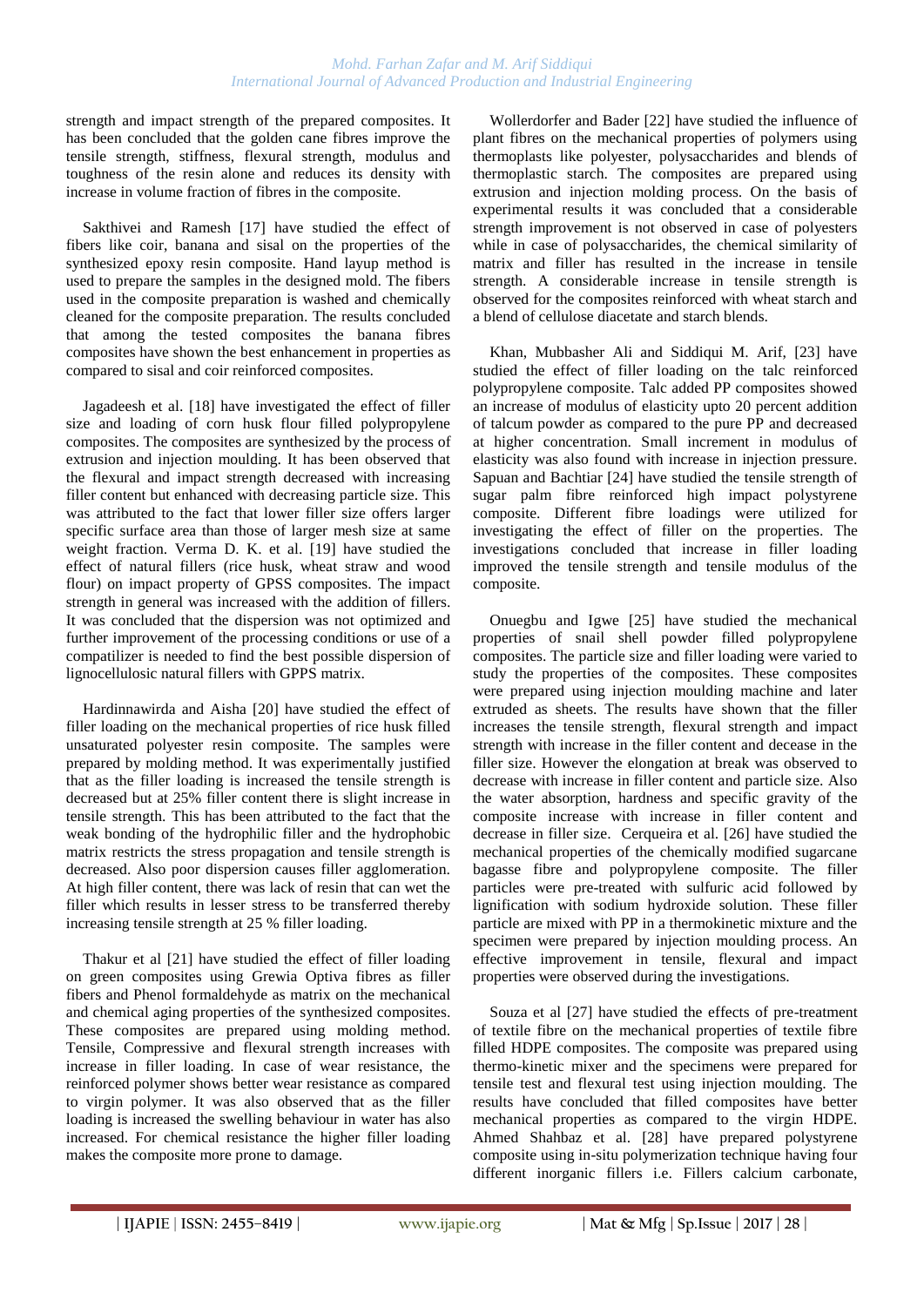strength and impact strength of the prepared composites. It has been concluded that the golden cane fibres improve the tensile strength, stiffness, flexural strength, modulus and toughness of the resin alone and reduces its density with increase in volume fraction of fibres in the composite.

Sakthivei and Ramesh [17] have studied the effect of fibers like coir, banana and sisal on the properties of the synthesized epoxy resin composite. Hand layup method is used to prepare the samples in the designed mold. The fibers used in the composite preparation is washed and chemically cleaned for the composite preparation. The results concluded that among the tested composites the banana fibres composites have shown the best enhancement in properties as compared to sisal and coir reinforced composites.

Jagadeesh et al. [18] have investigated the effect of filler size and loading of corn husk flour filled polypropylene composites. The composites are synthesized by the process of extrusion and injection moulding. It has been observed that the flexural and impact strength decreased with increasing filler content but enhanced with decreasing particle size. This was attributed to the fact that lower filler size offers larger specific surface area than those of larger mesh size at same weight fraction. Verma D. K. et al. [19] have studied the effect of natural fillers (rice husk, wheat straw and wood flour) on impact property of GPSS composites. The impact strength in general was increased with the addition of fillers. It was concluded that the dispersion was not optimized and further improvement of the processing conditions or use of a compatilizer is needed to find the best possible dispersion of lignocellulosic natural fillers with GPPS matrix.

Hardinnawirda and Aisha [20] have studied the effect of filler loading on the mechanical properties of rice husk filled unsaturated polyester resin composite. The samples were prepared by molding method. It was experimentally justified that as the filler loading is increased the tensile strength is decreased but at 25% filler content there is slight increase in tensile strength. This has been attributed to the fact that the weak bonding of the hydrophilic filler and the hydrophobic matrix restricts the stress propagation and tensile strength is decreased. Also poor dispersion causes filler agglomeration. At high filler content, there was lack of resin that can wet the filler which results in lesser stress to be transferred thereby increasing tensile strength at 25 % filler loading.

Thakur et al [21] have studied the effect of filler loading on green composites using Grewia Optiva fibres as filler fibers and Phenol formaldehyde as matrix on the mechanical and chemical aging properties of the synthesized composites. These composites are prepared using molding method. Tensile, Compressive and flexural strength increases with increase in filler loading. In case of wear resistance, the reinforced polymer shows better wear resistance as compared to virgin polymer. It was also observed that as the filler loading is increased the swelling behaviour in water has also increased. For chemical resistance the higher filler loading makes the composite more prone to damage.

Wollerdorfer and Bader [22] have studied the influence of plant fibres on the mechanical properties of polymers using thermoplasts like polyester, polysaccharides and blends of thermoplastic starch. The composites are prepared using extrusion and injection molding process. On the basis of experimental results it was concluded that a considerable strength improvement is not observed in case of polyesters while in case of polysaccharides, the chemical similarity of matrix and filler has resulted in the increase in tensile strength. A considerable increase in tensile strength is observed for the composites reinforced with wheat starch and a blend of cellulose diacetate and starch blends.

Khan, Mubbasher Ali and Siddiqui M. Arif, [23] have studied the effect of filler loading on the talc reinforced polypropylene composite. Talc added PP composites showed an increase of modulus of elasticity upto 20 percent addition of talcum powder as compared to the pure PP and decreased at higher concentration. Small increment in modulus of elasticity was also found with increase in injection pressure. Sapuan and Bachtiar [24] have studied the tensile strength of sugar palm fibre reinforced high impact polystyrene composite. Different fibre loadings were utilized for investigating the effect of filler on the properties. The investigations concluded that increase in filler loading improved the tensile strength and tensile modulus of the composite.

Onuegbu and Igwe [25] have studied the mechanical properties of snail shell powder filled polypropylene composites. The particle size and filler loading were varied to study the properties of the composites. These composites were prepared using injection moulding machine and later extruded as sheets. The results have shown that the filler increases the tensile strength, flexural strength and impact strength with increase in the filler content and decease in the filler size. However the elongation at break was observed to decrease with increase in filler content and particle size. Also the water absorption, hardness and specific gravity of the composite increase with increase in filler content and decrease in filler size. Cerqueira et al. [26] have studied the mechanical properties of the chemically modified sugarcane bagasse fibre and polypropylene composite. The filler particles were pre-treated with sulfuric acid followed by lignification with sodium hydroxide solution. These filler particle are mixed with PP in a thermokinetic mixture and the specimen were prepared by injection moulding process. An effective improvement in tensile, flexural and impact properties were observed during the investigations.

Souza et al [27] have studied the effects of pre-treatment of textile fibre on the mechanical properties of textile fibre filled HDPE composites. The composite was prepared using thermo-kinetic mixer and the specimens were prepared for tensile test and flexural test using injection moulding. The results have concluded that filled composites have better mechanical properties as compared to the virgin HDPE. Ahmed Shahbaz et al. [28] have prepared polystyrene composite using in-situ polymerization technique having four different inorganic fillers i.e. Fillers calcium carbonate,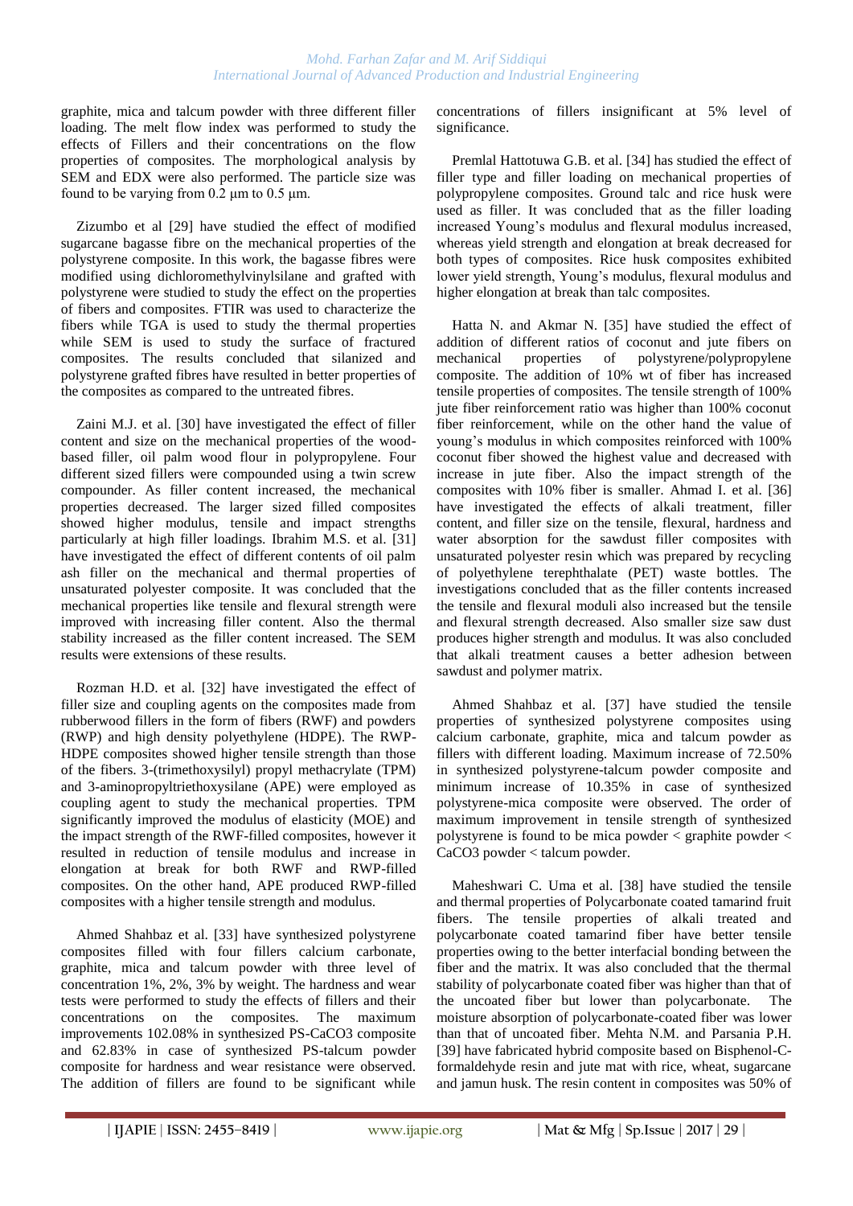graphite, mica and talcum powder with three different filler loading. The melt flow index was performed to study the effects of Fillers and their concentrations on the flow properties of composites. The morphological analysis by SEM and EDX were also performed. The particle size was found to be varying from 0.2 μm to 0.5 μm.

Zizumbo et al [29] have studied the effect of modified sugarcane bagasse fibre on the mechanical properties of the polystyrene composite. In this work, the bagasse fibres were modified using dichloromethylvinylsilane and grafted with polystyrene were studied to study the effect on the properties of fibers and composites. FTIR was used to characterize the fibers while TGA is used to study the thermal properties while SEM is used to study the surface of fractured composites. The results concluded that silanized and polystyrene grafted fibres have resulted in better properties of the composites as compared to the untreated fibres.

Zaini M.J. et al. [30] have investigated the effect of filler content and size on the mechanical properties of the wood-based filler, oil palm wood flour in polypropylene. Four different sized fillers were compounded using a twin screw compounder. As filler content increased, the mechanical properties decreased. The larger sized filled composites showed higher modulus, tensile and impact strengths particularly at high filler loadings. Ibrahim M.S. et al. [31] have investigated the effect of different contents of oil palm ash filler on the mechanical and thermal properties of unsaturated polyester composite. It was concluded that the mechanical properties like tensile and flexural strength were improved with increasing filler content. Also the thermal stability increased as the filler content increased. The SEM results were extensions of these results.

Rozman H.D. et al. [32] have investigated the effect of filler size and coupling agents on the composites made from rubberwood fillers in the form of fibers (RWF) and powders (RWP) and high density polyethylene (HDPE). The RWP-HDPE composites showed higher tensile strength than those of the fibers. 3-(trimethoxysilyl) propyl methacrylate (TPM) and 3-aminopropyltriethoxysilane (APE) were employed as coupling agent to study the mechanical properties. TPM significantly improved the modulus of elasticity (MOE) and the impact strength of the RWF-filled composites, however it resulted in reduction of tensile modulus and increase in elongation at break for both RWF and RWP-filled composites. On the other hand, APE produced RWP-filled composites with a higher tensile strength and modulus.

Ahmed Shahbaz et al. [33] have synthesized polystyrene composites filled with four fillers calcium carbonate, graphite, mica and talcum powder with three level of concentration 1%, 2%, 3% by weight. The hardness and wear tests were performed to study the effects of fillers and their concentrations on the composites. The maximum improvements 102.08% in synthesized PS-CaCO3 composite and 62.83% in case of synthesized PS-talcum powder composite for hardness and wear resistance were observed. The addition of fillers are found to be significant while concentrations of fillers insignificant at 5% level of significance.

Premlal Hattotuwa G.B. et al. [34] has studied the effect of filler type and filler loading on mechanical properties of polypropylene composites. Ground talc and rice husk were used as filler. It was concluded that as the filler loading increased Young's modulus and flexural modulus increased, whereas yield strength and elongation at break decreased for both types of composites. Rice husk composites exhibited lower yield strength, Young's modulus, flexural modulus and higher elongation at break than talc composites.

Hatta N. and Akmar N. [35] have studied the effect of addition of different ratios of coconut and jute fibers on mechanical properties of polystyrene/polypropylene composite. The addition of 10% wt of fiber has increased tensile properties of composites. The tensile strength of 100% jute fiber reinforcement ratio was higher than 100% coconut fiber reinforcement, while on the other hand the value of young's modulus in which composites reinforced with 100% coconut fiber showed the highest value and decreased with increase in jute fiber. Also the impact strength of the composites with 10% fiber is smaller. Ahmad I. et al. [36] have investigated the effects of alkali treatment, filler content, and filler size on the tensile, flexural, hardness and water absorption for the sawdust filler composites with unsaturated polyester resin which was prepared by recycling of polyethylene terephthalate (PET) waste bottles. The investigations concluded that as the filler contents increased the tensile and flexural moduli also increased but the tensile and flexural strength decreased. Also smaller size saw dust produces higher strength and modulus. It was also concluded that alkali treatment causes a better adhesion between sawdust and polymer matrix.

Ahmed Shahbaz et al. [37] have studied the tensile properties of synthesized polystyrene composites using calcium carbonate, graphite, mica and talcum powder as fillers with different loading. Maximum increase of 72.50% in synthesized polystyrene-talcum powder composite and minimum increase of 10.35% in case of synthesized polystyrene-mica composite were observed. The order of maximum improvement in tensile strength of synthesized polystyrene is found to be mica powder < graphite powder < CaCO3 powder < talcum powder.

Maheshwari C. Uma et al. [38] have studied the tensile and thermal properties of Polycarbonate coated tamarind fruit fibers. The tensile properties of alkali treated and polycarbonate coated tamarind fiber have better tensile properties owing to the better interfacial bonding between the fiber and the matrix. It was also concluded that the thermal stability of polycarbonate coated fiber was higher than that of the uncoated fiber but lower than polycarbonate. The moisture absorption of polycarbonate-coated fiber was lower than that of uncoated fiber. Mehta N.M. and Parsania P.H. [39] have fabricated hybrid composite based on Bisphenol-C-formaldehyde resin and jute mat with rice, wheat, sugarcane and jamun husk. The resin content in composites was 50% of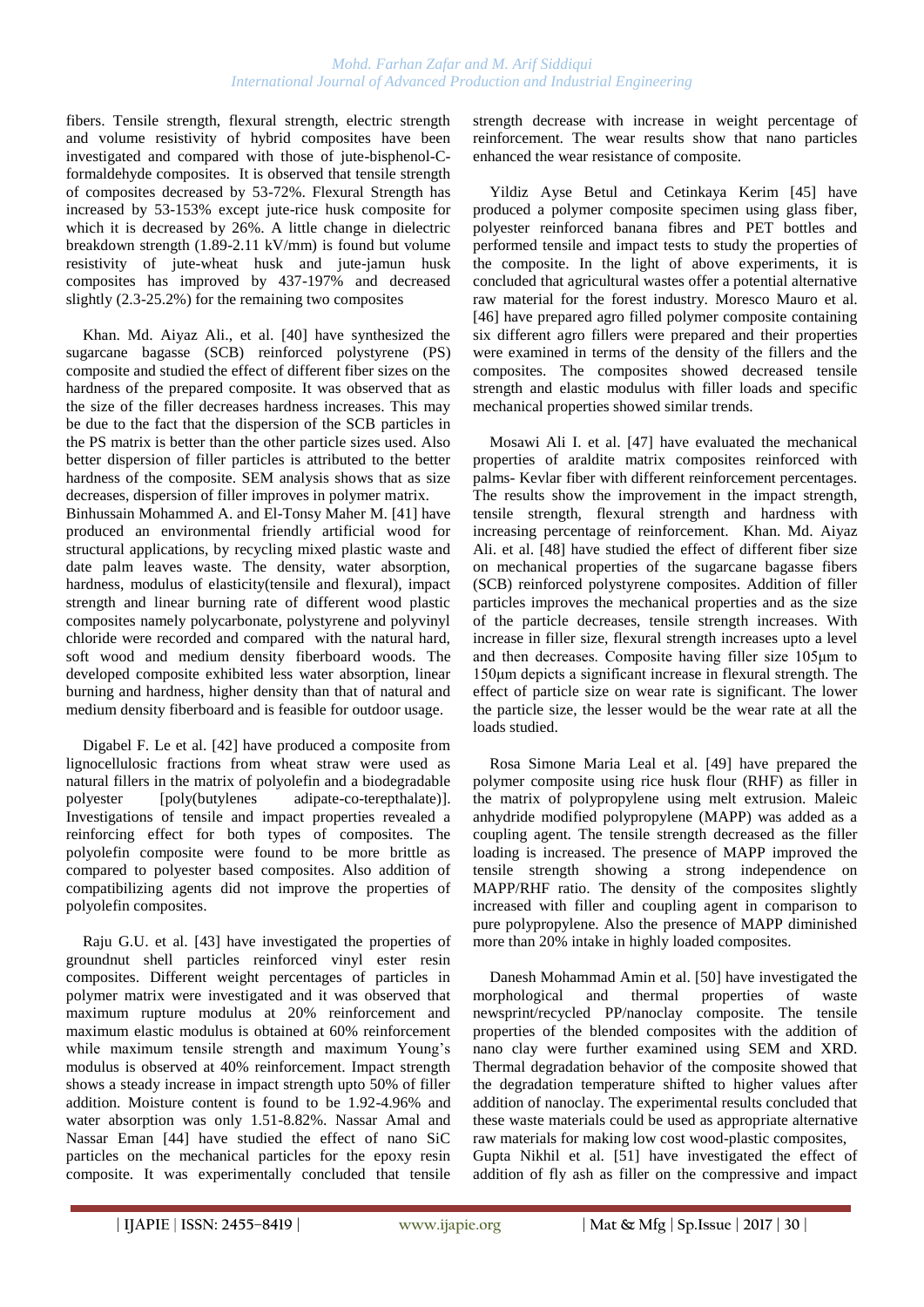fibers. Tensile strength, flexural strength, electric strength and volume resistivity of hybrid composites have been investigated and compared with those of jute-bisphenol-C-formaldehyde composites. It is observed that tensile strength of composites decreased by 53-72%. Flexural Strength has increased by 53-153% except jute-rice husk composite for which it is decreased by 26%. A little change in dielectric breakdown strength (1.89-2.11 kV/mm) is found but volume resistivity of jute-wheat husk and jute-jamun husk composites has improved by 437-197% and decreased slightly (2.3-25.2%) for the remaining two composites

Khan. Md. Aiyaz Ali., et al. [40] have synthesized the sugarcane bagasse (SCB) reinforced polystyrene (PS) composite and studied the effect of different fiber sizes on the hardness of the prepared composite. It was observed that as the size of the filler decreases hardness increases. This may be due to the fact that the dispersion of the SCB particles in the PS matrix is better than the other particle sizes used. Also better dispersion of filler particles is attributed to the better hardness of the composite. SEM analysis shows that as size decreases, dispersion of filler improves in polymer matrix.

Binhussain Mohammed A. and El-Tonsy Maher M. [41] have produced an environmental friendly artificial wood for structural applications, by recycling mixed plastic waste and date palm leaves waste. The density, water absorption, hardness, modulus of elasticity(tensile and flexural), impact strength and linear burning rate of different wood plastic composites namely polycarbonate, polystyrene and polyvinyl chloride were recorded and compared with the natural hard, soft wood and medium density fiberboard woods. The developed composite exhibited less water absorption, linear burning and hardness, higher density than that of natural and medium density fiberboard and is feasible for outdoor usage.

Digabel F. Le et al. [42] have produced a composite from lignocellulosic fractions from wheat straw were used as natural fillers in the matrix of polyolefin and a biodegradable polyester [poly(butylenes adipate-co-terepthalate)]. Investigations of tensile and impact properties revealed a reinforcing effect for both types of composites. The polyolefin composite were found to be more brittle as compared to polyester based composites. Also addition of compatibilizing agents did not improve the properties of polyolefin composites.

Raju G.U. et al. [43] have investigated the properties of groundnut shell particles reinforced vinyl ester resin composites. Different weight percentages of particles in polymer matrix were investigated and it was observed that maximum rupture modulus at 20% reinforcement and maximum elastic modulus is obtained at 60% reinforcement while maximum tensile strength and maximum Young's modulus is observed at 40% reinforcement. Impact strength shows a steady increase in impact strength upto 50% of filler addition. Moisture content is found to be 1.92-4.96% and water absorption was only 1.51-8.82%. Nassar Amal and Nassar Eman [44] have studied the effect of nano SiC particles on the mechanical particles for the epoxy resin composite. It was experimentally concluded that tensile strength decrease with increase in weight percentage of reinforcement. The wear results show that nano particles enhanced the wear resistance of composite.

Yildiz Ayse Betul and Cetinkaya Kerim [45] have produced a polymer composite specimen using glass fiber, polyester reinforced banana fibres and PET bottles and performed tensile and impact tests to study the properties of the composite. In the light of above experiments, it is concluded that agricultural wastes offer a potential alternative raw material for the forest industry. Moresco Mauro et al. [46] have prepared agro filled polymer composite containing six different agro fillers were prepared and their properties were examined in terms of the density of the fillers and the composites. The composites showed decreased tensile strength and elastic modulus with filler loads and specific mechanical properties showed similar trends.

Mosawi Ali I. et al. [47] have evaluated the mechanical properties of araldite matrix composites reinforced with palms- Kevlar fiber with different reinforcement percentages. The results show the improvement in the impact strength, tensile strength, flexural strength and hardness with increasing percentage of reinforcement. Khan. Md. Aiyaz Ali. et al. [48] have studied the effect of different fiber size on mechanical properties of the sugarcane bagasse fibers (SCB) reinforced polystyrene composites. Addition of filler particles improves the mechanical properties and as the size of the particle decreases, tensile strength increases. With increase in filler size, flexural strength increases upto a level and then decreases. Composite having filler size 105μm to 150μm depicts a significant increase in flexural strength. The effect of particle size on wear rate is significant. The lower the particle size, the lesser would be the wear rate at all the loads studied.

Rosa Simone Maria Leal et al. [49] have prepared the polymer composite using rice husk flour (RHF) as filler in the matrix of polypropylene using melt extrusion. Maleic anhydride modified polypropylene (MAPP) was added as a coupling agent. The tensile strength decreased as the filler loading is increased. The presence of MAPP improved the tensile strength showing a strong independence on MAPP/RHF ratio. The density of the composites slightly increased with filler and coupling agent in comparison to pure polypropylene. Also the presence of MAPP diminished more than 20% intake in highly loaded composites.

Danesh Mohammad Amin et al. [50] have investigated the morphological and thermal properties of waste newsprint/recycled PP/nanoclay composite. The tensile properties of the blended composites with the addition of nano clay were further examined using SEM and XRD. Thermal degradation behavior of the composite showed that the degradation temperature shifted to higher values after addition of nanoclay. The experimental results concluded that these waste materials could be used as appropriate alternative raw materials for making low cost wood-plastic composites,

Gupta Nikhil et al. [51] have investigated the effect of addition of fly ash as filler on the compressive and impact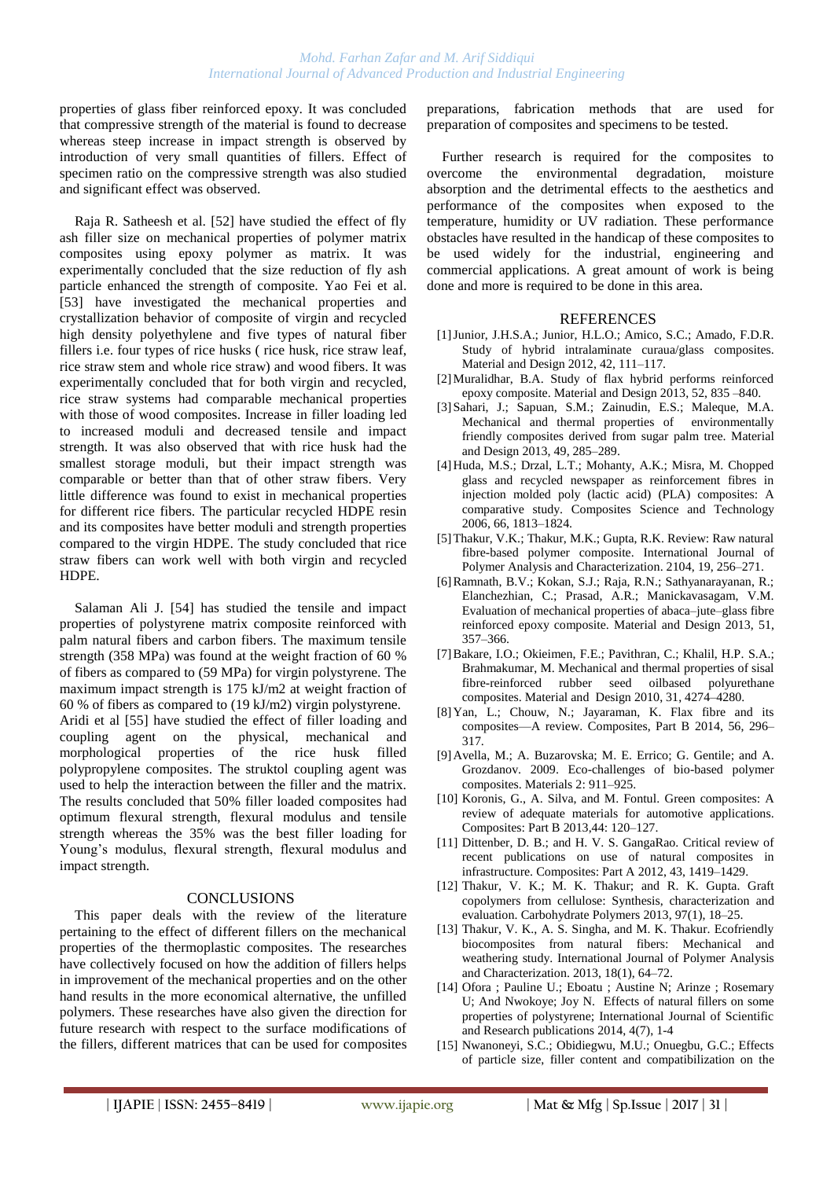properties of glass fiber reinforced epoxy. It was concluded that compressive strength of the material is found to decrease whereas steep increase in impact strength is observed by introduction of very small quantities of fillers. Effect of specimen ratio on the compressive strength was also studied and significant effect was observed.

Raja R. Satheesh et al. [52] have studied the effect of fly ash filler size on mechanical properties of polymer matrix composites using epoxy polymer as matrix. It was experimentally concluded that the size reduction of fly ash particle enhanced the strength of composite. Yao Fei et al. [53] have investigated the mechanical properties and crystallization behavior of composite of virgin and recycled high density polyethylene and five types of natural fiber fillers i.e. four types of rice husks ( rice husk, rice straw leaf, rice straw stem and whole rice straw) and wood fibers. It was experimentally concluded that for both virgin and recycled, rice straw systems had comparable mechanical properties with those of wood composites. Increase in filler loading led to increased moduli and decreased tensile and impact strength. It was also observed that with rice husk had the smallest storage moduli, but their impact strength was comparable or better than that of other straw fibers. Very little difference was found to exist in mechanical properties for different rice fibers. The particular recycled HDPE resin and its composites have better moduli and strength properties compared to the virgin HDPE. The study concluded that rice straw fibers can work well with both virgin and recycled HDPE.

Salaman Ali J. [54] has studied the tensile and impact properties of polystyrene matrix composite reinforced with palm natural fibers and carbon fibers. The maximum tensile strength (358 MPa) was found at the weight fraction of 60 % of fibers as compared to (59 MPa) for virgin polystyrene. The maximum impact strength is 175 kJ/m2 at weight fraction of 60 % of fibers as compared to (19 kJ/m2) virgin polystyrene.

Aridi et al [55] have studied the effect of filler loading and coupling agent on the physical, mechanical and morphological properties of the rice husk filled polypropylene composites. The struktol coupling agent was used to help the interaction between the filler and the matrix. The results concluded that 50% filler loaded composites had optimum flexural strength, flexural modulus and tensile strength whereas the 35% was the best filler loading for Young's modulus, flexural strength, flexural modulus and impact strength.

## CONCLUSIONS

This paper deals with the review of the literature pertaining to the effect of different fillers on the mechanical properties of the thermoplastic composites. The researches have collectively focused on how the addition of fillers helps in improvement of the mechanical properties and on the other hand results in the more economical alternative, the unfilled polymers. These researches have also given the direction for future research with respect to the surface modifications of the fillers, different matrices that can be used for composites preparations, fabrication methods that are used for preparation of composites and specimens to be tested.

Further research is required for the composites to overcome the environmental degradation, moisture absorption and the detrimental effects to the aesthetics and performance of the composites when exposed to the temperature, humidity or UV radiation. These performance obstacles have resulted in the handicap of these composites to be used widely for the industrial, engineering and commercial applications. A great amount of work is being done and more is required to be done in this area.

## REFERENCES

[1] Junior, J.H.S.A.; Junior, H.L.O.; Amico, S.C.; Amado, F.D.R. Study of hybrid intralaminate curaua/glass composites. Material and Design 2012, 42, 111–117.

[2] Muralidhar, B.A. Study of flax hybrid performs reinforced epoxy composite. Material and Design 2013, 52, 835 –840.

[3] Sahari, J.; Sapuan, S.M.; Zainudin, E.S.; Maleque, M.A. Mechanical and thermal properties of environmentally friendly composites derived from sugar palm tree. Material and Design 2013, 49, 285–289.

[4] Huda, M.S.; Drzal, L.T.; Mohanty, A.K.; Misra, M. Chopped glass and recycled newspaper as reinforcement fibres in injection molded poly (lactic acid) (PLA) composites: A comparative study. Composites Science and Technology 2006, 66, 1813–1824.

[5] Thakur, V.K.; Thakur, M.K.; Gupta, R.K. Review: Raw natural fibre-based polymer composite. International Journal of Polymer Analysis and Characterization. 2104, 19, 256–271.

[6] Ramnath, B.V.; Kokan, S.J.; Raja, R.N.; Sathyanarayanan, R.; Elanchezhian, C.; Prasad, A.R.; Manickavasagam, V.M. Evaluation of mechanical properties of abaca–jute–glass fibre reinforced epoxy composite. Material and Design 2013, 51, 357–366.

[7] Bakare, I.O.; Okieimen, F.E.; Pavithran, C.; Khalil, H.P. S.A.; Brahmakumar, M. Mechanical and thermal properties of sisal fibre-reinforced rubber seed oilbased polyurethane composites. Material and Design 2010, 31, 4274–4280.

[8] Yan, L.; Chouw, N.; Jayaraman, K. Flax fibre and its composites—A review. Composites, Part B 2014, 56, 296–317.

[9] Avella, M.; A. Buzarovska; M. E. Errico; G. Gentile; and A. Grozdanov. 2009. Eco-challenges of bio-based polymer composites. Materials 2: 911–925.

[10] Koronis, G., A. Silva, and M. Fontul. Green composites: A review of adequate materials for automotive applications. Composites: Part B 2013,44: 120–127.

[11] Dittenber, D. B.; and H. V. S. GangaRao. Critical review of recent publications on use of natural composites in infrastructure. Composites: Part A 2012, 43, 1419–1429.

[12] Thakur, V. K.; M. K. Thakur; and R. K. Gupta. Graft copolymers from cellulose: Synthesis, characterization and evaluation. Carbohydrate Polymers 2013, 97(1), 18–25.

[13] Thakur, V. K., A. S. Singha, and M. K. Thakur. Ecofriendly biocomposites from natural fibers: Mechanical and weathering study. International Journal of Polymer Analysis and Characterization. 2013, 18(1), 64–72.

[14] Ofora ; Pauline U.; Eboatu ; Austine N; Arinze ; Rosemary U; And Nwokoye; Joy N. Effects of natural fillers on some properties of polystyrene; International Journal of Scientific and Research publications 2014, 4(7), 1-4

[15] Nwanoneyi, S.C.; Obidiegwu, M.U.; Onuegbu, G.C.; Effects of particle size, filler content and compatibilization on the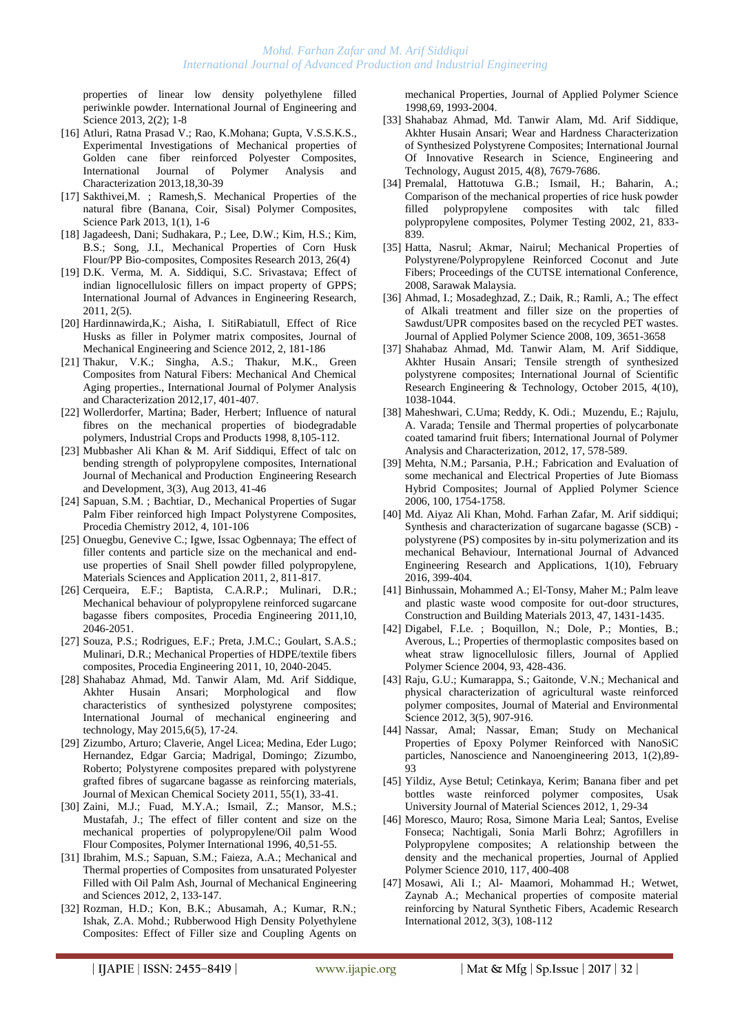properties of linear low density polyethylene filled periwinkle powder. International Journal of Engineering and Science 2013, 2(2); 1-8

[16] Atluri, Ratna Prasad V.; Rao, K.Mohana; Gupta, V.S.S.K.S., Experimental Investigations of Mechanical properties of Golden cane fiber reinforced Polyester Composites, International Journal of Polymer Analysis and Characterization 2013,18,30-39

[17] Sakthivei,M. ; Ramesh,S. Mechanical Properties of the natural fibre (Banana, Coir, Sisal) Polymer Composites, Science Park 2013, 1(1), 1-6

[18] Jagadeesh, Dani; Sudhakara, P.; Lee, D.W.; Kim, H.S.; Kim, B.S.; Song, J.I., Mechanical Properties of Corn Husk Flour/PP Bio-composites, Composites Research 2013, 26(4)

[19] D.K. Verma, M. A. Siddiqui, S.C. Srivastava; Effect of indian lignocellulosic fillers on impact property of GPPS; International Journal of Advances in Engineering Research, 2011, 2(5).

[20] Hardinnawirda,K.; Aisha, I. SitiRabiatull, Effect of Rice Husks as filler in Polymer matrix composites, Journal of Mechanical Engineering and Science 2012, 2, 181-186

[21] Thakur, V.K.; Singha, A.S.; Thakur, M.K., Green Composites from Natural Fibers: Mechanical And Chemical Aging properties., International Journal of Polymer Analysis and Characterization 2012,17, 401-407.

[22] Wollerdorfer, Martina; Bader, Herbert; Influence of natural fibres on the mechanical properties of biodegradable polymers, Industrial Crops and Products 1998, 8,105-112.

[23] Mubbasher Ali Khan & M. Arif Siddiqui, Effect of talc on bending strength of polypropylene composites, International Journal of Mechanical and Production Engineering Research and Development, 3(3), Aug 2013, 41-46

[24] Sapuan, S.M. ; Bachtiar, D., Mechanical Properties of Sugar Palm Fiber reinforced high Impact Polystyrene Composites, Procedia Chemistry 2012, 4, 101-106

[25] Onuegbu, Genevive C.; Igwe, Issac Ogbennaya; The effect of filler contents and particle size on the mechanical and end-use properties of Snail Shell powder filled polypropylene, Materials Sciences and Application 2011, 2, 811-817.

[26] Cerqueira, E.F.; Baptista, C.A.R.P.; Mulinari, D.R.; Mechanical behaviour of polypropylene reinforced sugarcane bagasse fibers composites, Procedia Engineering 2011,10, 2046-2051.

[27] Souza, P.S.; Rodrigues, E.F.; Preta, J.M.C.; Goulart, S.A.S.; Mulinari, D.R.; Mechanical Properties of HDPE/textile fibers composites, Procedia Engineering 2011, 10, 2040-2045.

[28] Shahabaz Ahmad, Md. Tanwir Alam, Md. Arif Siddique, Akhter Husain Ansari; Morphological and flow characteristics of synthesized polystyrene composites; International Journal of mechanical engineering and technology, May 2015,6(5), 17-24.

[29] Zizumbo, Arturo; Claverie, Angel Licea; Medina, Eder Lugo; Hernandez, Edgar Garcia; Madrigal, Domingo; Zizumbo, Roberto; Polystyrene composites prepared with polystyrene grafted fibres of sugarcane bagasse as reinforcing materials, Journal of Mexican Chemical Society 2011, 55(1), 33-41.

[30] Zaini, M.J.; Fuad, M.Y.A.; Ismail, Z.; Mansor, M.S.; Mustafah, J.; The effect of filler content and size on the mechanical properties of polypropylene/Oil palm Wood Flour Composites, Polymer International 1996, 40,51-55.

[31] Ibrahim, M.S.; Sapuan, S.M.; Faieza, A.A.; Mechanical and Thermal properties of Composites from unsaturated Polyester Filled with Oil Palm Ash, Journal of Mechanical Engineering and Sciences 2012, 2, 133-147.

[32] Rozman, H.D.; Kon, B.K.; Abusamah, A.; Kumar, R.N.; Ishak, Z.A. Mohd.; Rubberwood High Density Polyethylene Composites: Effect of Filler size and Coupling Agents on mechanical Properties, Journal of Applied Polymer Science 1998,69, 1993-2004.

[33] Shahabaz Ahmad, Md. Tanwir Alam, Md. Arif Siddique, Akhter Husain Ansari; Wear and Hardness Characterization of Synthesized Polystyrene Composites; International Journal Of Innovative Research in Science, Engineering and Technology, August 2015, 4(8), 7679-7686.

[34] Premalal, Hattotuwa G.B.; Ismail, H.; Baharin, A.; Comparison of the mechanical properties of rice husk powder filled polypropylene composites with talc filled polypropylene composites, Polymer Testing 2002, 21, 833-839.

[35] Hatta, Nasrul; Akmar, Nairul; Mechanical Properties of Polystyrene/Polypropylene Reinforced Coconut and Jute Fibers; Proceedings of the CUTSE international Conference, 2008, Sarawak Malaysia.

[36] Ahmad, I.; Mosadeghzad, Z.; Daik, R.; Ramli, A.; The effect of Alkali treatment and filler size on the properties of Sawdust/UPR composites based on the recycled PET wastes. Journal of Applied Polymer Science 2008, 109, 3651-3658

[37] Shahabaz Ahmad, Md. Tanwir Alam, M. Arif Siddique, Akhter Husain Ansari; Tensile strength of synthesized polystyrene composites; International Journal of Scientific Research Engineering & Technology, October 2015, 4(10), 1038-1044.

[38] Maheshwari, C.Uma; Reddy, K. Odi.; Muzendu, E.; Rajulu, A. Varada; Tensile and Thermal properties of polycarbonate coated tamarind fruit fibers; International Journal of Polymer Analysis and Characterization, 2012, 17, 578-589.

[39] Mehta, N.M.; Parsania, P.H.; Fabrication and Evaluation of some mechanical and Electrical Properties of Jute Biomass Hybrid Composites; Journal of Applied Polymer Science 2006, 100, 1754-1758.

[40] Md. Aiyaz Ali Khan, Mohd. Farhan Zafar, M. Arif siddiqui; Synthesis and characterization of sugarcane bagasse (SCB) - polystyrene (PS) composites by in-situ polymerization and its mechanical Behaviour, International Journal of Advanced Engineering Research and Applications, 1(10), February 2016, 399-404.

[41] Binhussain, Mohammed A.; El-Tonsy, Maher M.; Palm leave and plastic waste wood composite for out-door structures, Construction and Building Materials 2013, 47, 1431-1435.

[42] Digabel, F.Le. ; Boquillon, N.; Dole, P.; Monties, B.; Averous, L.; Properties of thermoplastic composites based on wheat straw lignocellulosic fillers, Journal of Applied Polymer Science 2004, 93, 428-436.

[43] Raju, G.U.; Kumarappa, S.; Gaitonde, V.N.; Mechanical and physical characterization of agricultural waste reinforced polymer composites, Journal of Material and Environmental Science 2012, 3(5), 907-916.

[44] Nassar, Amal; Nassar, Eman; Study on Mechanical Properties of Epoxy Polymer Reinforced with NanoSiC particles, Nanoscience and Nanoengineering 2013, 1(2),89-93

[45] Yildiz, Ayse Betul; Cetinkaya, Kerim; Banana fiber and pet bottles waste reinforced polymer composites, Usak University Journal of Material Sciences 2012, 1, 29-34

[46] Moresco, Mauro; Rosa, Simone Maria Leal; Santos, Evelise Fonseca; Nachtigali, Sonia Marli Bohrz; Agrofillers in Polypropylene composites; A relationship between the density and the mechanical properties, Journal of Applied Polymer Science 2010, 117, 400-408

[47] Mosawi, Ali I.; Al- Maamori, Mohammad H.; Wetwet, Zaynab A.; Mechanical properties of composite material reinforcing by Natural Synthetic Fibers, Academic Research International 2012, 3(3), 108-112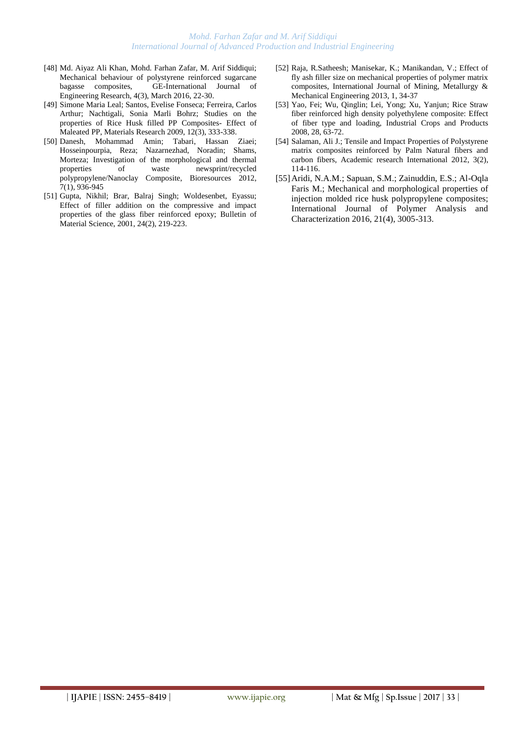[48] Md. Aiyaz Ali Khan, Mohd. Farhan Zafar, M. Arif Siddiqui; Mechanical behaviour of polystyrene reinforced sugarcane bagasse composites, GE-International Journal of Engineering Research, 4(3), March 2016, 22-30.

[49] Simone Maria Leal; Santos, Evelise Fonseca; Ferreira, Carlos Arthur; Nachtigali, Sonia Marli Bohrz; Studies on the properties of Rice Husk filled PP Composites- Effect of Maleated PP, Materials Research 2009, 12(3), 333-338.

[50] Danesh, Mohammad Amin; Tabari, Hassan Ziaei; Hosseinpourpia, Reza; Nazarnezhad, Noradin; Shams, Morteza; Investigation of the morphological and thermal properties of waste newsprint/recycled polypropylene/Nanoclay Composite, Bioresources 2012, 7(1), 936-945

[51] Gupta, Nikhil; Brar, Balraj Singh; Woldesenbet, Eyassu; Effect of filler addition on the compressive and impact properties of the glass fiber reinforced epoxy; Bulletin of Material Science, 2001, 24(2), 219-223.

[52] Raja, R.Satheesh; Manisekar, K.; Manikandan, V.; Effect of fly ash filler size on mechanical properties of polymer matrix composites, International Journal of Mining, Metallurgy & Mechanical Engineering 2013, 1, 34-37

[53] Yao, Fei; Wu, Qinglin; Lei, Yong; Xu, Yanjun; Rice Straw fiber reinforced high density polyethylene composite: Effect of fiber type and loading, Industrial Crops and Products 2008, 28, 63-72.

[54] Salaman, Ali J.; Tensile and Impact Properties of Polystyrene matrix composites reinforced by Palm Natural fibers and carbon fibers, Academic research International 2012, 3(2), 114-116.

[55] Aridi, N.A.M.; Sapuan, S.M.; Zainuddin, E.S.; Al-Oqla Faris M.; Mechanical and morphological properties of injection molded rice husk polypropylene composites; International Journal of Polymer Analysis and Characterization 2016, 21(4), 3005-313.